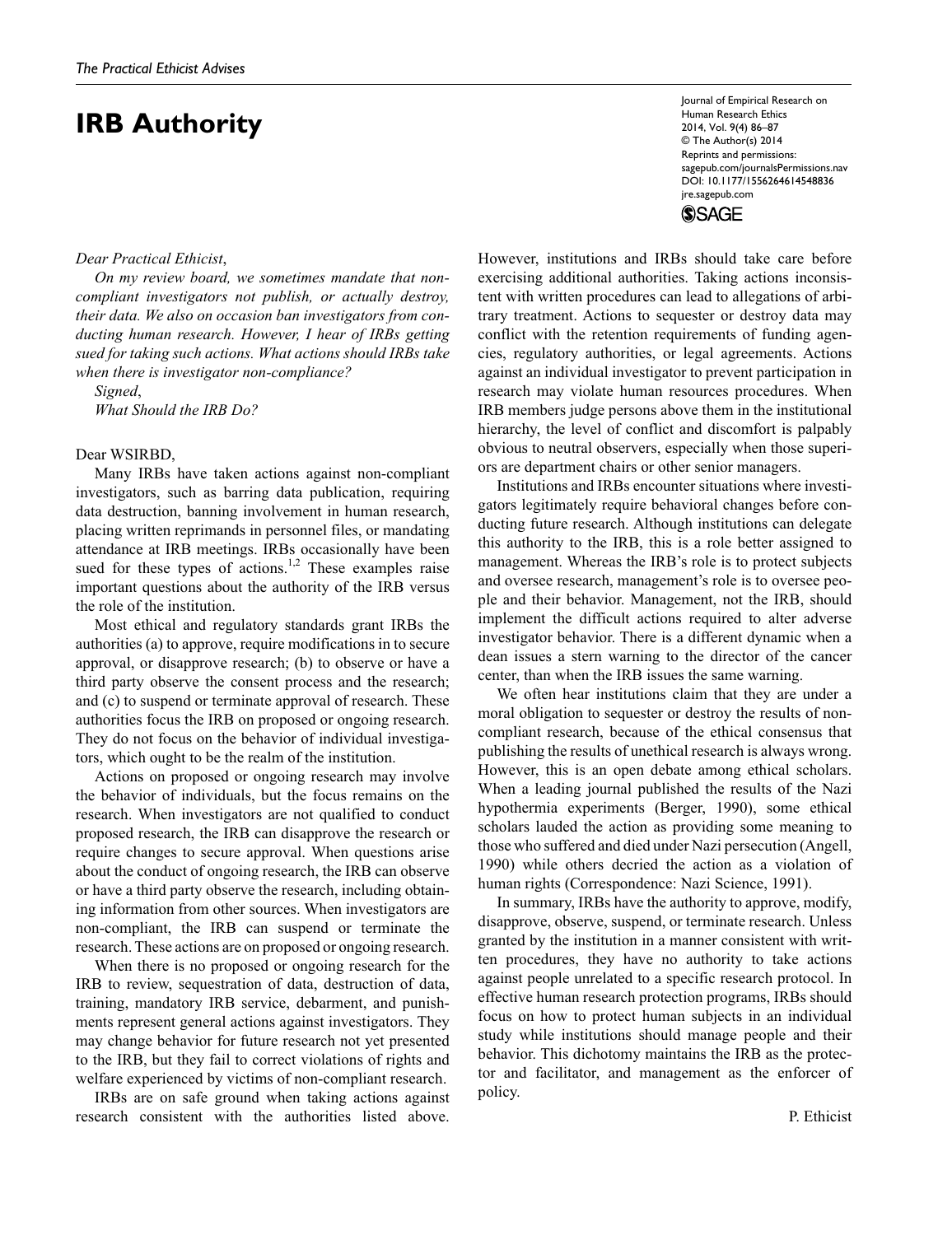*The Practical Ethicist Advises*

# IRB Authority

*Dear Practical Ethicist,*

*On my review board, we sometimes mandate that non-compliant investigators not publish, or actually destroy, their data. We also on occasion ban investigators from conducting human research. However, I hear of IRBs getting sued for taking such actions. What actions should IRBs take when there is investigator non-compliance?*

*Signed,*

*What Should the IRB Do?*

Dear WSIRBD,

Many IRBs have taken actions against non-compliant investigators, such as barring data publication, requiring data destruction, banning involvement in human research, placing written reprimands in personnel files, or mandating attendance at IRB meetings. IRBs occasionally have been sued for these types of actions.[1,2] These examples raise important questions about the authority of the IRB versus the role of the institution.

Most ethical and regulatory standards grant IRBs the authorities (a) to approve, require modifications in to secure approval, or disapprove research; (b) to observe or have a third party observe the consent process and the research; and (c) to suspend or terminate approval of research. These authorities focus the IRB on proposed or ongoing research. They do not focus on the behavior of individual investigators, which ought to be the realm of the institution.

Actions on proposed or ongoing research may involve the behavior of individuals, but the focus remains on the research. When investigators are not qualified to conduct proposed research, the IRB can disapprove the research or require changes to secure approval. When questions arise about the conduct of ongoing research, the IRB can observe or have a third party observe the research, including obtaining information from other sources. When investigators are non-compliant, the IRB can suspend or terminate the research. These actions are on proposed or ongoing research.

When there is no proposed or ongoing research for the IRB to review, sequestration of data, destruction of data, training, mandatory IRB service, debarment, and punishments represent general actions against investigators. They may change behavior for future research not yet presented to the IRB, but they fail to correct violations of rights and welfare experienced by victims of non-compliant research.

IRBs are on safe ground when taking actions against research consistent with the authorities listed above. However, institutions and IRBs should take care before exercising additional authorities. Taking actions inconsistent with written procedures can lead to allegations of arbitrary treatment. Actions to sequester or destroy data may conflict with the retention requirements of funding agencies, regulatory authorities, or legal agreements. Actions against an individual investigator to prevent participation in research may violate human resources procedures. When IRB members judge persons above them in the institutional hierarchy, the level of conflict and discomfort is palpably obvious to neutral observers, especially when those superiors are department chairs or other senior managers.

Institutions and IRBs encounter situations where investigators legitimately require behavioral changes before conducting future research. Although institutions can delegate this authority to the IRB, this is a role better assigned to management. Whereas the IRB's role is to protect subjects and oversee research, management's role is to oversee people and their behavior. Management, not the IRB, should implement the difficult actions required to alter adverse investigator behavior. There is a different dynamic when a dean issues a stern warning to the director of the cancer center, than when the IRB issues the same warning.

We often hear institutions claim that they are under a moral obligation to sequester or destroy the results of non-compliant research, because of the ethical consensus that publishing the results of unethical research is always wrong. However, this is an open debate among ethical scholars. When a leading journal published the results of the Nazi hypothermia experiments (Berger, 1990), some ethical scholars lauded the action as providing some meaning to those who suffered and died under Nazi persecution (Angell, 1990) while others decried the action as a violation of human rights (Correspondence: Nazi Science, 1991).

In summary, IRBs have the authority to approve, modify, disapprove, observe, suspend, or terminate research. Unless granted by the institution in a manner consistent with written procedures, they have no authority to take actions against people unrelated to a specific research protocol. In effective human research protection programs, IRBs should focus on how to protect human subjects in an individual study while institutions should manage people and their behavior. This dichotomy maintains the IRB as the protector and facilitator, and management as the enforcer of policy.

P. Ethicist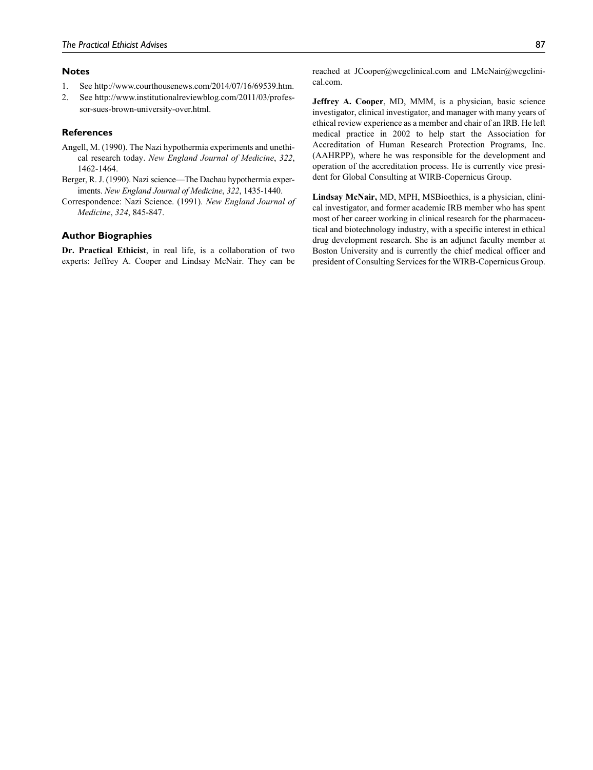## Notes

1. See http://www.courthousenews.com/2014/07/16/69539.htm.
2. See http://www.institutionalreviewblog.com/2011/03/professor-sues-brown-university-over.html.

## References

Angell, M. (1990). The Nazi hypothermia experiments and unethical research today. *New England Journal of Medicine*, *322*, 1462-1464.

Berger, R. J. (1990). Nazi science—The Dachau hypothermia experiments. *New England Journal of Medicine*, *322*, 1435-1440.

Correspondence: Nazi Science. (1991). *New England Journal of Medicine*, *324*, 845-847.

## Author Biographies

**Dr. Practical Ethicist**, in real life, is a collaboration of two experts: Jeffrey A. Cooper and Lindsay McNair. They can be reached at JCooper@wcgclinical.com and LMcNair@wcgclinical.com.

**Jeffrey A. Cooper**, MD, MMM, is a physician, basic science investigator, clinical investigator, and manager with many years of ethical review experience as a member and chair of an IRB. He left medical practice in 2002 to help start the Association for Accreditation of Human Research Protection Programs, Inc. (AAHRPP), where he was responsible for the development and operation of the accreditation process. He is currently vice president for Global Consulting at WIRB-Copernicus Group.

**Lindsay McNair,** MD, MPH, MSBioethics, is a physician, clinical investigator, and former academic IRB member who has spent most of her career working in clinical research for the pharmaceutical and biotechnology industry, with a specific interest in ethical drug development research. She is an adjunct faculty member at Boston University and is currently the chief medical officer and president of Consulting Services for the WIRB-Copernicus Group.